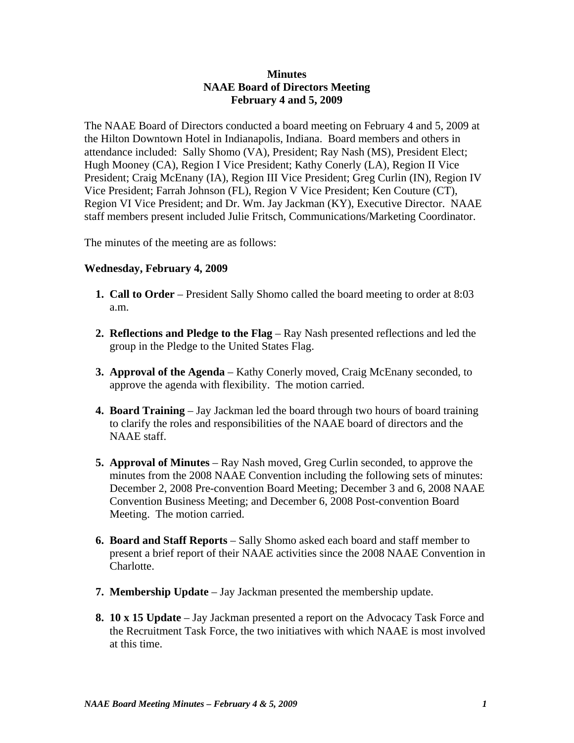# Minutes
## NAAE Board of Directors Meeting
### February 4 and 5, 2009

The NAAE Board of Directors conducted a board meeting on February 4 and 5, 2009 at the Hilton Downtown Hotel in Indianapolis, Indiana. Board members and others in attendance included: Sally Shomo (VA), President; Ray Nash (MS), President Elect; Hugh Mooney (CA), Region I Vice President; Kathy Conerly (LA), Region II Vice President; Craig McEnany (IA), Region III Vice President; Greg Curlin (IN), Region IV Vice President; Farrah Johnson (FL), Region V Vice President; Ken Couture (CT), Region VI Vice President; and Dr. Wm. Jay Jackman (KY), Executive Director. NAAE staff members present included Julie Fritsch, Communications/Marketing Coordinator.

The minutes of the meeting are as follows:

**Wednesday, February 4, 2009**

1. **Call to Order** – President Sally Shomo called the board meeting to order at 8:03 a.m.

2. **Reflections and Pledge to the Flag** – Ray Nash presented reflections and led the group in the Pledge to the United States Flag.

3. **Approval of the Agenda** – Kathy Conerly moved, Craig McEnany seconded, to approve the agenda with flexibility. The motion carried.

4. **Board Training** – Jay Jackman led the board through two hours of board training to clarify the roles and responsibilities of the NAAE board of directors and the NAAE staff.

5. **Approval of Minutes** – Ray Nash moved, Greg Curlin seconded, to approve the minutes from the 2008 NAAE Convention including the following sets of minutes: December 2, 2008 Pre-convention Board Meeting; December 3 and 6, 2008 NAAE Convention Business Meeting; and December 6, 2008 Post-convention Board Meeting. The motion carried.

6. **Board and Staff Reports** – Sally Shomo asked each board and staff member to present a brief report of their NAAE activities since the 2008 NAAE Convention in Charlotte.

7. **Membership Update** – Jay Jackman presented the membership update.

8. **10 x 15 Update** – Jay Jackman presented a report on the Advocacy Task Force and the Recruitment Task Force, the two initiatives with which NAAE is most involved at this time.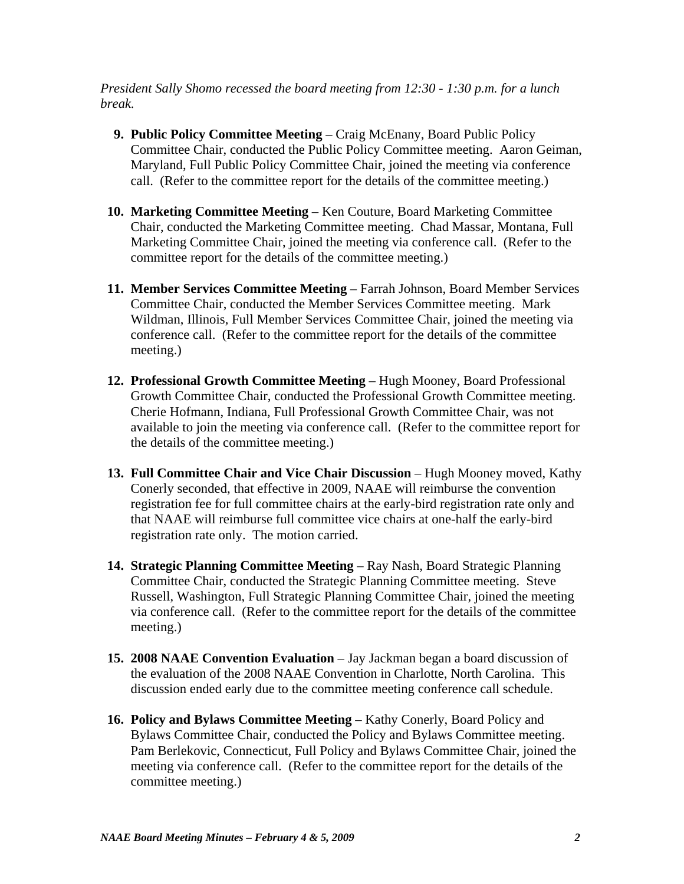*President Sally Shomo recessed the board meeting from 12:30 - 1:30 p.m. for a lunch break.*

9. **Public Policy Committee Meeting** – Craig McEnany, Board Public Policy Committee Chair, conducted the Public Policy Committee meeting. Aaron Geiman, Maryland, Full Public Policy Committee Chair, joined the meeting via conference call. (Refer to the committee report for the details of the committee meeting.)

10. **Marketing Committee Meeting** – Ken Couture, Board Marketing Committee Chair, conducted the Marketing Committee meeting. Chad Massar, Montana, Full Marketing Committee Chair, joined the meeting via conference call. (Refer to the committee report for the details of the committee meeting.)

11. **Member Services Committee Meeting** – Farrah Johnson, Board Member Services Committee Chair, conducted the Member Services Committee meeting. Mark Wildman, Illinois, Full Member Services Committee Chair, joined the meeting via conference call. (Refer to the committee report for the details of the committee meeting.)

12. **Professional Growth Committee Meeting** – Hugh Mooney, Board Professional Growth Committee Chair, conducted the Professional Growth Committee meeting. Cherie Hofmann, Indiana, Full Professional Growth Committee Chair, was not available to join the meeting via conference call. (Refer to the committee report for the details of the committee meeting.)

13. **Full Committee Chair and Vice Chair Discussion** – Hugh Mooney moved, Kathy Conerly seconded, that effective in 2009, NAAE will reimburse the convention registration fee for full committee chairs at the early-bird registration rate only and that NAAE will reimburse full committee vice chairs at one-half the early-bird registration rate only. The motion carried.

14. **Strategic Planning Committee Meeting** – Ray Nash, Board Strategic Planning Committee Chair, conducted the Strategic Planning Committee meeting. Steve Russell, Washington, Full Strategic Planning Committee Chair, joined the meeting via conference call. (Refer to the committee report for the details of the committee meeting.)

15. **2008 NAAE Convention Evaluation** – Jay Jackman began a board discussion of the evaluation of the 2008 NAAE Convention in Charlotte, North Carolina. This discussion ended early due to the committee meeting conference call schedule.

16. **Policy and Bylaws Committee Meeting** – Kathy Conerly, Board Policy and Bylaws Committee Chair, conducted the Policy and Bylaws Committee meeting. Pam Berlekovic, Connecticut, Full Policy and Bylaws Committee Chair, joined the meeting via conference call. (Refer to the committee report for the details of the committee meeting.)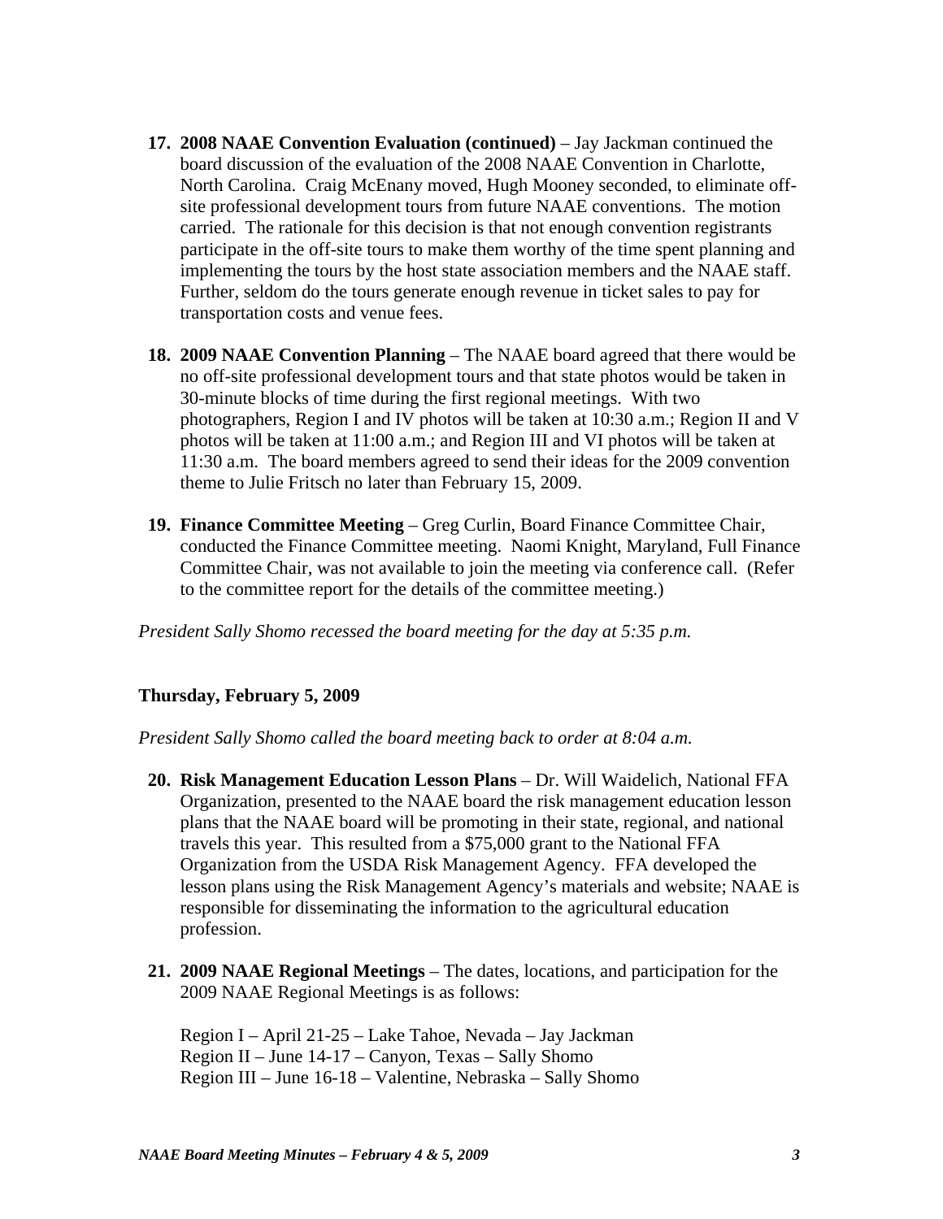17. **2008 NAAE Convention Evaluation (continued)** – Jay Jackman continued the board discussion of the evaluation of the 2008 NAAE Convention in Charlotte, North Carolina. Craig McEnany moved, Hugh Mooney seconded, to eliminate off-site professional development tours from future NAAE conventions. The motion carried. The rationale for this decision is that not enough convention registrants participate in the off-site tours to make them worthy of the time spent planning and implementing the tours by the host state association members and the NAAE staff. Further, seldom do the tours generate enough revenue in ticket sales to pay for transportation costs and venue fees.

18. **2009 NAAE Convention Planning** – The NAAE board agreed that there would be no off-site professional development tours and that state photos would be taken in 30-minute blocks of time during the first regional meetings. With two photographers, Region I and IV photos will be taken at 10:30 a.m.; Region II and V photos will be taken at 11:00 a.m.; and Region III and VI photos will be taken at 11:30 a.m. The board members agreed to send their ideas for the 2009 convention theme to Julie Fritsch no later than February 15, 2009.

19. **Finance Committee Meeting** – Greg Curlin, Board Finance Committee Chair, conducted the Finance Committee meeting. Naomi Knight, Maryland, Full Finance Committee Chair, was not available to join the meeting via conference call. (Refer to the committee report for the details of the committee meeting.)

*President Sally Shomo recessed the board meeting for the day at 5:35 p.m.*

**Thursday, February 5, 2009**

*President Sally Shomo called the board meeting back to order at 8:04 a.m.*

20. **Risk Management Education Lesson Plans** – Dr. Will Waidelich, National FFA Organization, presented to the NAAE board the risk management education lesson plans that the NAAE board will be promoting in their state, regional, and national travels this year. This resulted from a $75,000 grant to the National FFA Organization from the USDA Risk Management Agency. FFA developed the lesson plans using the Risk Management Agency's materials and website; NAAE is responsible for disseminating the information to the agricultural education profession.

21. **2009 NAAE Regional Meetings** – The dates, locations, and participation for the 2009 NAAE Regional Meetings is as follows:

    Region I – April 21-25 – Lake Tahoe, Nevada – Jay Jackman
    Region II – June 14-17 – Canyon, Texas – Sally Shomo
    Region III – June 16-18 – Valentine, Nebraska – Sally Shomo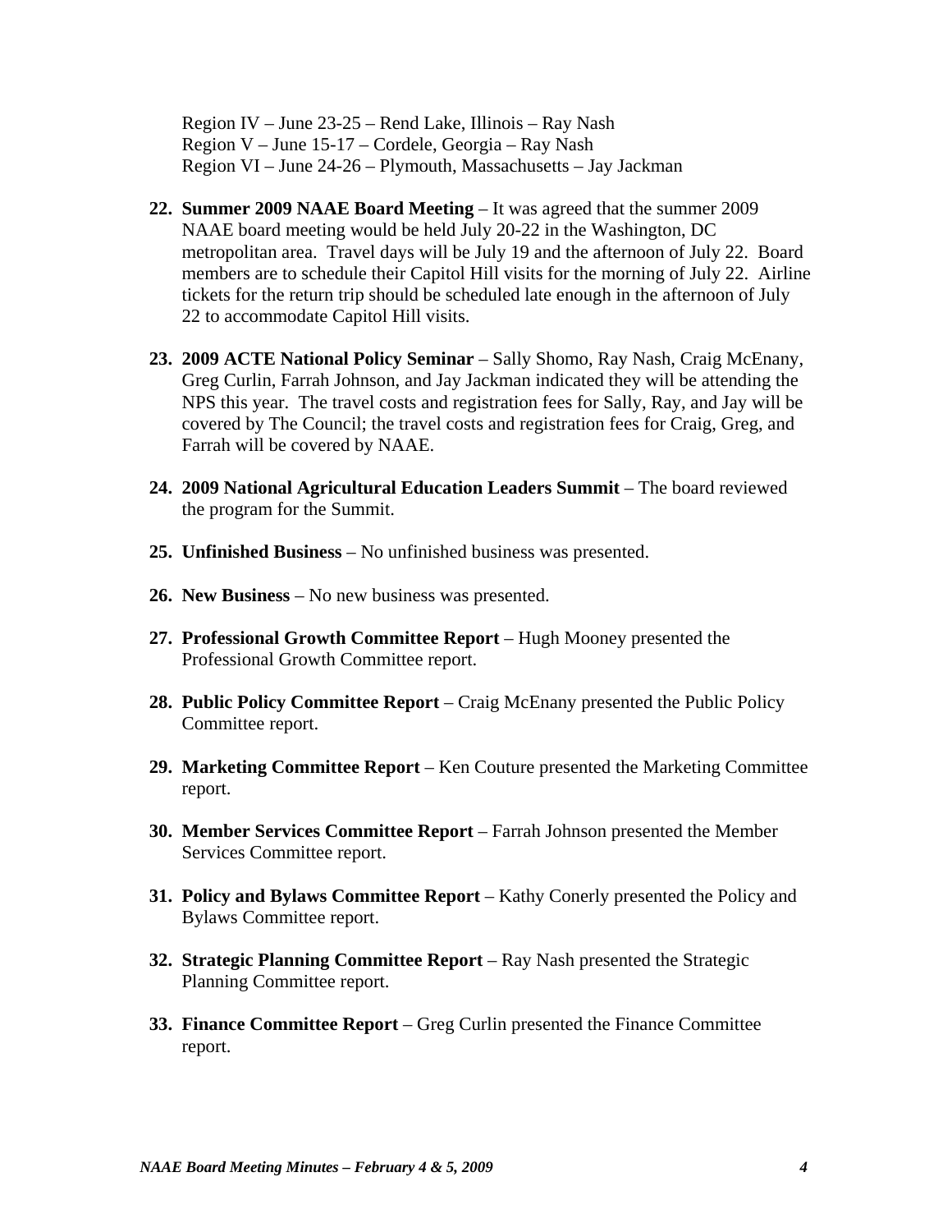Region IV – June 23-25 – Rend Lake, Illinois – Ray Nash
Region V – June 15-17 – Cordele, Georgia – Ray Nash
Region VI – June 24-26 – Plymouth, Massachusetts – Jay Jackman

22. **Summer 2009 NAAE Board Meeting** – It was agreed that the summer 2009 NAAE board meeting would be held July 20-22 in the Washington, DC metropolitan area. Travel days will be July 19 and the afternoon of July 22. Board members are to schedule their Capitol Hill visits for the morning of July 22. Airline tickets for the return trip should be scheduled late enough in the afternoon of July 22 to accommodate Capitol Hill visits.

23. **2009 ACTE National Policy Seminar** – Sally Shomo, Ray Nash, Craig McEnany, Greg Curlin, Farrah Johnson, and Jay Jackman indicated they will be attending the NPS this year. The travel costs and registration fees for Sally, Ray, and Jay will be covered by The Council; the travel costs and registration fees for Craig, Greg, and Farrah will be covered by NAAE.

24. **2009 National Agricultural Education Leaders Summit** – The board reviewed the program for the Summit.

25. **Unfinished Business** – No unfinished business was presented.

26. **New Business** – No new business was presented.

27. **Professional Growth Committee Report** – Hugh Mooney presented the Professional Growth Committee report.

28. **Public Policy Committee Report** – Craig McEnany presented the Public Policy Committee report.

29. **Marketing Committee Report** – Ken Couture presented the Marketing Committee report.

30. **Member Services Committee Report** – Farrah Johnson presented the Member Services Committee report.

31. **Policy and Bylaws Committee Report** – Kathy Conerly presented the Policy and Bylaws Committee report.

32. **Strategic Planning Committee Report** – Ray Nash presented the Strategic Planning Committee report.

33. **Finance Committee Report** – Greg Curlin presented the Finance Committee report.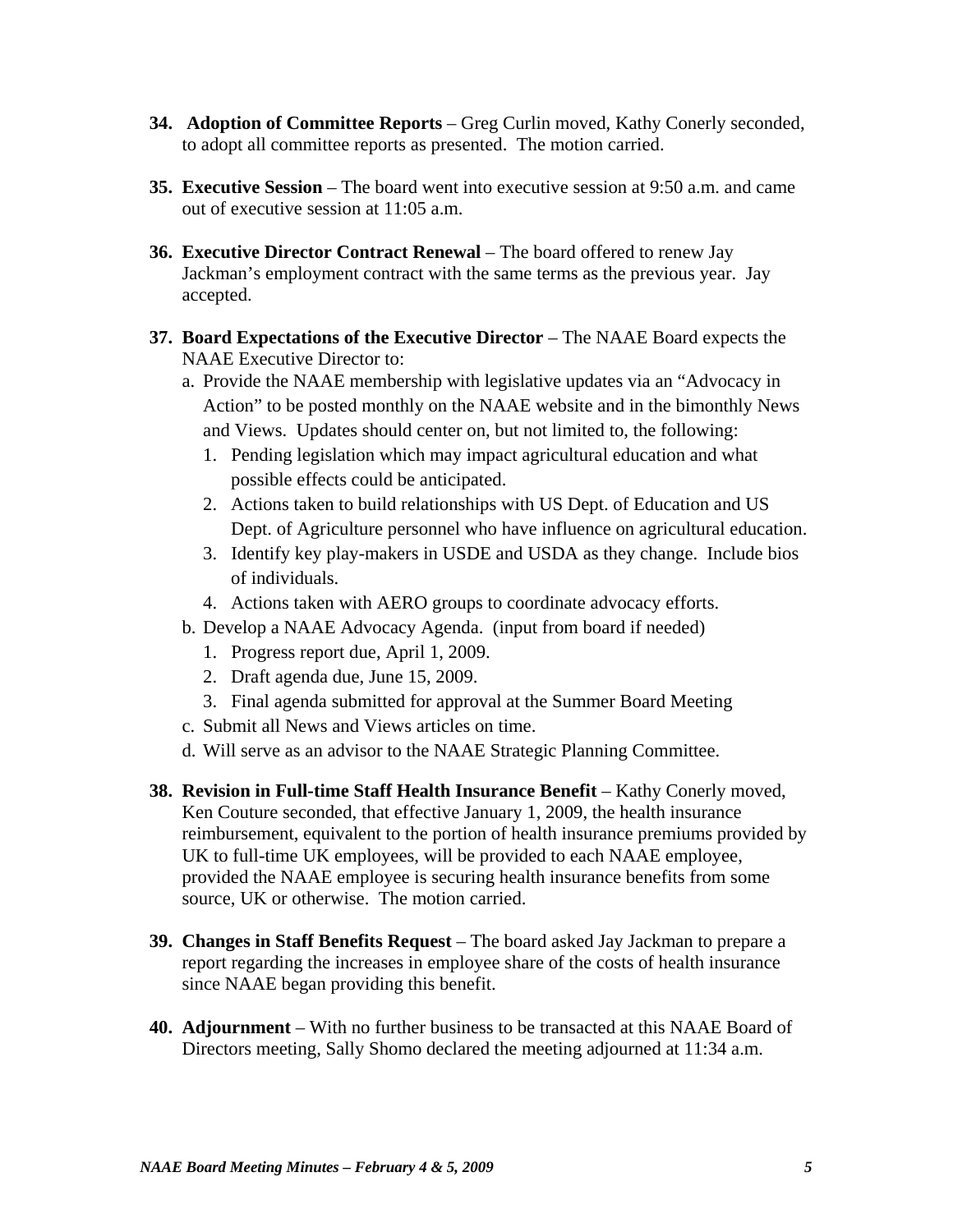34. **Adoption of Committee Reports** – Greg Curlin moved, Kathy Conerly seconded, to adopt all committee reports as presented. The motion carried.

35. **Executive Session** – The board went into executive session at 9:50 a.m. and came out of executive session at 11:05 a.m.

36. **Executive Director Contract Renewal** – The board offered to renew Jay Jackman's employment contract with the same terms as the previous year. Jay accepted.

37. **Board Expectations of the Executive Director** – The NAAE Board expects the NAAE Executive Director to:
    a. Provide the NAAE membership with legislative updates via an "Advocacy in Action" to be posted monthly on the NAAE website and in the bimonthly News and Views. Updates should center on, but not limited to, the following:
        1. Pending legislation which may impact agricultural education and what possible effects could be anticipated.
        2. Actions taken to build relationships with US Dept. of Education and US Dept. of Agriculture personnel who have influence on agricultural education.
        3. Identify key play-makers in USDE and USDA as they change. Include bios of individuals.
        4. Actions taken with AERO groups to coordinate advocacy efforts.
    
    b. Develop a NAAE Advocacy Agenda. (input from board if needed)
        1. Progress report due, April 1, 2009.
        2. Draft agenda due, June 15, 2009.
        3. Final agenda submitted for approval at the Summer Board Meeting
    
    c. Submit all News and Views articles on time.
    
    d. Will serve as an advisor to the NAAE Strategic Planning Committee.

38. **Revision in Full-time Staff Health Insurance Benefit** – Kathy Conerly moved, Ken Couture seconded, that effective January 1, 2009, the health insurance reimbursement, equivalent to the portion of health insurance premiums provided by UK to full-time UK employees, will be provided to each NAAE employee, provided the NAAE employee is securing health insurance benefits from some source, UK or otherwise. The motion carried.

39. **Changes in Staff Benefits Request** – The board asked Jay Jackman to prepare a report regarding the increases in employee share of the costs of health insurance since NAAE began providing this benefit.

40. **Adjournment** – With no further business to be transacted at this NAAE Board of Directors meeting, Sally Shomo declared the meeting adjourned at 11:34 a.m.